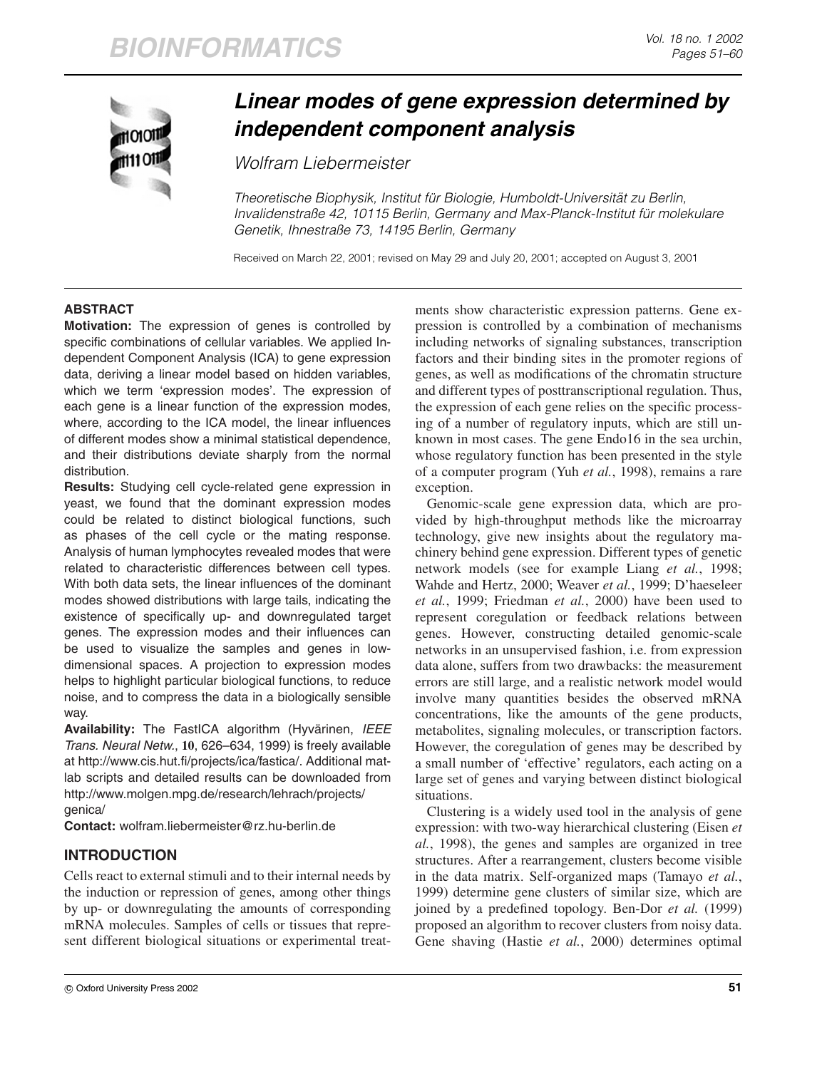# Linear modes of gene expression determined by independent component analysis

*Wolfram Liebermeister*

*Theoretische Biophysik, Institut für Biologie, Humboldt-Universität zu Berlin, Invalidenstraße 42, 10115 Berlin, Germany and Max-Planck-Institut für molekulare Genetik, Ihnestraße 73, 14195 Berlin, Germany*

Received on March 22, 2001; revised on May 29 and July 20, 2001; accepted on August 3, 2001

## ABSTRACT

**Motivation:** The expression of genes is controlled by specific combinations of cellular variables. We applied Independent Component Analysis (ICA) to gene expression data, deriving a linear model based on hidden variables, which we term 'expression modes'. The expression of each gene is a linear function of the expression modes, where, according to the ICA model, the linear influences of different modes show a minimal statistical dependence, and their distributions deviate sharply from the normal distribution.

**Results:** Studying cell cycle-related gene expression in yeast, we found that the dominant expression modes could be related to distinct biological functions, such as phases of the cell cycle or the mating response. Analysis of human lymphocytes revealed modes that were related to characteristic differences between cell types. With both data sets, the linear influences of the dominant modes showed distributions with large tails, indicating the existence of specifically up- and downregulated target genes. The expression modes and their influences can be used to visualize the samples and genes in low-dimensional spaces. A projection to expression modes helps to highlight particular biological functions, to reduce noise, and to compress the data in a biologically sensible way.

**Availability:** The FastICA algorithm (Hyvärinen, *IEEE Trans. Neural Netw.*, **10**, 626–634, 1999) is freely available at http://www.cis.hut.fi/projects/ica/fastica/. Additional matlab scripts and detailed results can be downloaded from http://www.molgen.mpg.de/research/lehrach/projects/genica/

**Contact:** wolfram.liebermeister@rz.hu-berlin.de

## INTRODUCTION

Cells react to external stimuli and to their internal needs by the induction or repression of genes, among other things by up- or downregulating the amounts of corresponding mRNA molecules. Samples of cells or tissues that represent different biological situations or experimental treatments show characteristic expression patterns. Gene expression is controlled by a combination of mechanisms including networks of signaling substances, transcription factors and their binding sites in the promoter regions of genes, as well as modifications of the chromatin structure and different types of posttranscriptional regulation. Thus, the expression of each gene relies on the specific processing of a number of regulatory inputs, which are still unknown in most cases. The gene Endo16 in the sea urchin, whose regulatory function has been presented in the style of a computer program (Yuh *et al.*, 1998), remains a rare exception.

Genomic-scale gene expression data, which are provided by high-throughput methods like the microarray technology, give new insights about the regulatory machinery behind gene expression. Different types of genetic network models (see for example Liang *et al.*, 1998; Wahde and Hertz, 2000; Weaver *et al.*, 1999; D'haeseleer *et al.*, 1999; Friedman *et al.*, 2000) have been used to represent coregulation or feedback relations between genes. However, constructing detailed genomic-scale networks in an unsupervised fashion, i.e. from expression data alone, suffers from two drawbacks: the measurement errors are still large, and a realistic network model would involve many quantities besides the observed mRNA concentrations, like the amounts of the gene products, metabolites, signaling molecules, or transcription factors. However, the coregulation of genes may be described by a small number of 'effective' regulators, each acting on a large set of genes and varying between distinct biological situations.

Clustering is a widely used tool in the analysis of gene expression: with two-way hierarchical clustering (Eisen *et al.*, 1998), the genes and samples are organized in tree structures. After a rearrangement, clusters become visible in the data matrix. Self-organized maps (Tamayo *et al.*, 1999) determine gene clusters of similar size, which are joined by a predefined topology. Ben-Dor *et al.* (1999) proposed an algorithm to recover clusters from noisy data. Gene shaving (Hastie *et al.*, 2000) determines optimal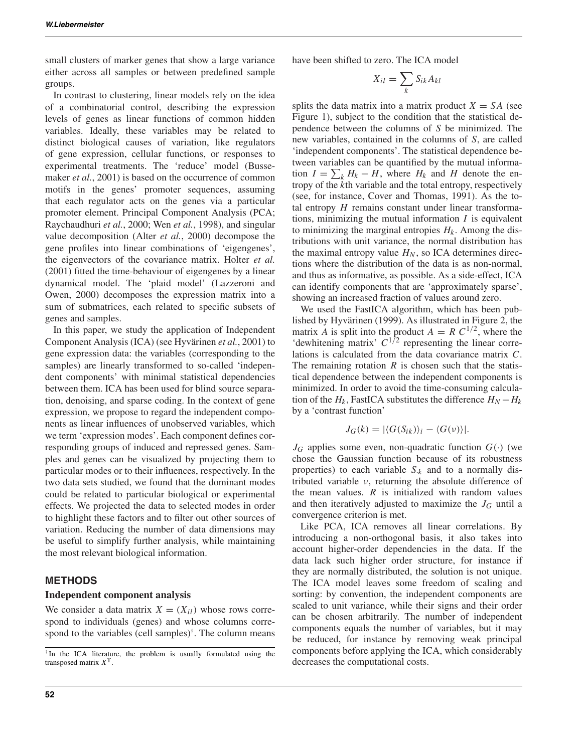small clusters of marker genes that show a large variance either across all samples or between predefined sample groups.

In contrast to clustering, linear models rely on the idea of a combinatorial control, describing the expression levels of genes as linear functions of common hidden variables. Ideally, these variables may be related to distinct biological causes of variation, like regulators of gene expression, cellular functions, or responses to experimental treatments. The 'reduce' model (Bussemaker *et al.*, 2001) is based on the occurrence of common motifs in the genes' promoter sequences, assuming that each regulator acts on the genes via a particular promoter element. Principal Component Analysis (PCA; Raychaudhuri *et al.*, 2000; Wen *et al.*, 1998), and singular value decomposition (Alter *et al.*, 2000) decompose the gene profiles into linear combinations of 'eigengenes', the eigenvectors of the covariance matrix. Holter *et al.* (2001) fitted the time-behaviour of eigengenes by a linear dynamical model. The 'plaid model' (Lazzeroni and Owen, 2000) decomposes the expression matrix into a sum of submatrices, each related to specific subsets of genes and samples.

In this paper, we study the application of Independent Component Analysis (ICA) (see Hyvärinen *et al.*, 2001) to gene expression data: the variables (corresponding to the samples) are linearly transformed to so-called 'independent components' with minimal statistical dependencies between them. ICA has been used for blind source separation, denoising, and sparse coding. In the context of gene expression, we propose to regard the independent components as linear influences of unobserved variables, which we term 'expression modes'. Each component defines corresponding groups of induced and repressed genes. Samples and genes can be visualized by projecting them to particular modes or to their influences, respectively. In the two data sets studied, we found that the dominant modes could be related to particular biological or experimental effects. We projected the data to selected modes in order to highlight these factors and to filter out other sources of variation. Reducing the number of data dimensions may be useful to simplify further analysis, while maintaining the most relevant biological information.

## METHODS

### Independent component analysis

We consider a data matrix $X = (X_{il})$ whose rows correspond to individuals (genes) and whose columns correspond to the variables (cell samples)[†]. The column means have been shifted to zero. The ICA model

$$X_{il} = \sum_k S_{ik} A_{kl}$$

splits the data matrix into a matrix product $X = SA$ (see Figure 1), subject to the condition that the statistical dependence between the columns of $S$ be minimized. The new variables, contained in the columns of $S$, are called 'independent components'. The statistical dependence between variables can be quantified by the mutual information $I = \sum_k H_k - H$, where $H_k$ and $H$ denote the entropy of the $k$th variable and the total entropy, respectively (see, for instance, Cover and Thomas, 1991). As the total entropy $H$ remains constant under linear transformations, minimizing the mutual information $I$ is equivalent to minimizing the marginal entropies $H_k$. Among the distributions with unit variance, the normal distribution has the maximal entropy value $H_N$, so ICA determines directions where the distribution of the data is as non-normal, and thus as informative, as possible. As a side-effect, ICA can identify components that are 'approximately sparse', showing an increased fraction of values around zero.

We used the FastICA algorithm, which has been published by Hyvärinen (1999). As illustrated in Figure 2, the matrix $A$ is split into the product $A = R\, C^{1/2}$, where the 'dewhitening matrix' $C^{1/2}$ representing the linear correlations is calculated from the data covariance matrix $C$. The remaining rotation $R$ is chosen such that the statistical dependence between the independent components is minimized. In order to avoid the time-consuming calculation of the $H_k$, FastICA substitutes the difference $H_N - H_k$ by a 'contrast function'

$$J_G(k) = |\langle G(S_{ik})\rangle_i - \langle G(\nu)\rangle|.$$

$J_G$ applies some even, non-quadratic function $G(\cdot)$ (we chose the Gaussian function because of its robustness properties) to each variable $S_{\cdot k}$ and to a normally distributed variable $\nu$, returning the absolute difference of the mean values. $R$ is initialized with random values and then iteratively adjusted to maximize the $J_G$ until a convergence criterion is met.

Like PCA, ICA removes all linear correlations. By introducing a non-orthogonal basis, it also takes into account higher-order dependencies in the data. If the data lack such higher order structure, for instance if they are normally distributed, the solution is not unique. The ICA model leaves some freedom of scaling and sorting: by convention, the independent components are scaled to unit variance, while their signs and their order can be chosen arbitrarily. The number of independent components equals the number of variables, but it may be reduced, for instance by removing weak principal components before applying the ICA, which considerably decreases the computational costs.

[†] In the ICA literature, the problem is usually formulated using the transposed matrix $X^{\mathrm{T}}$.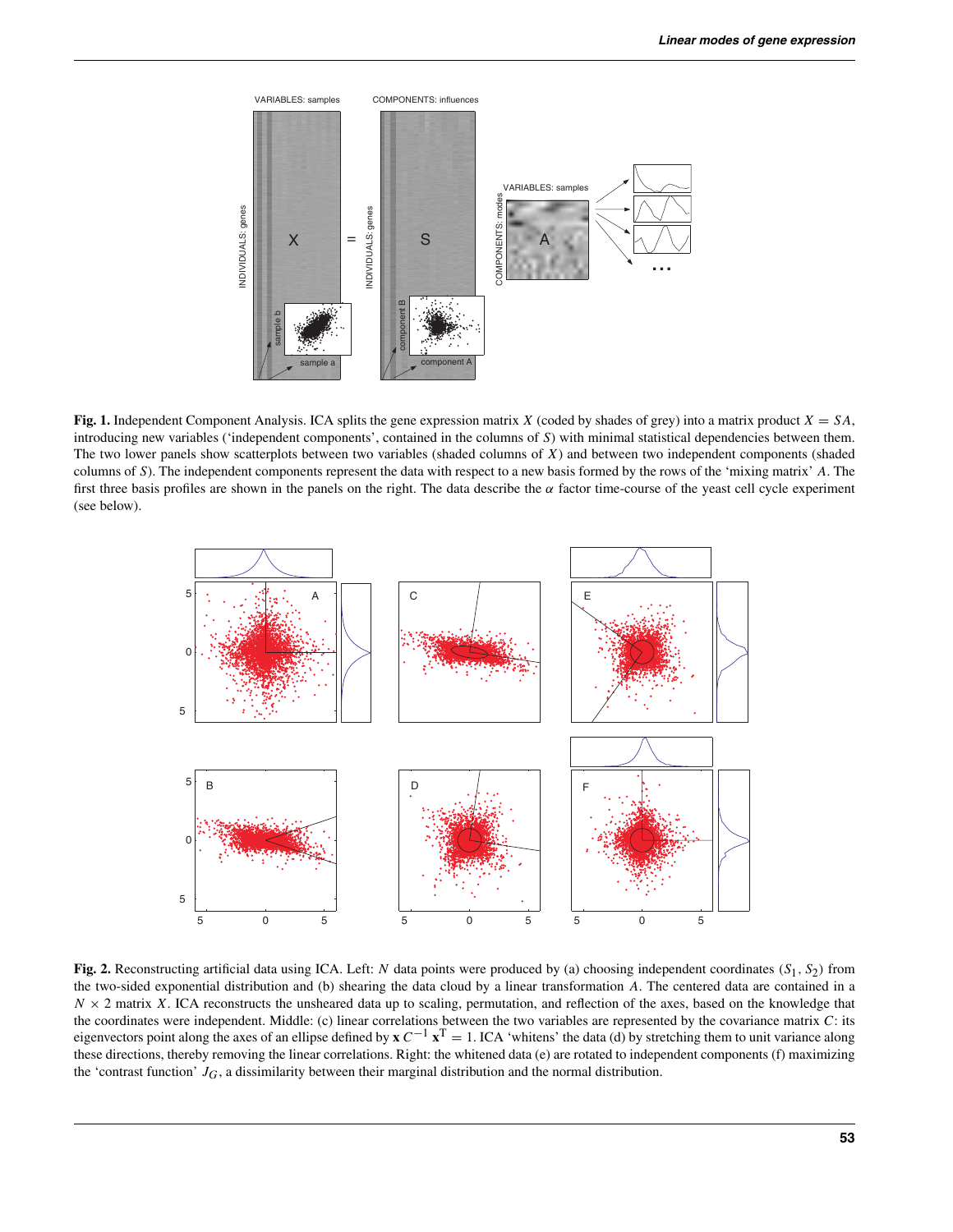**Fig. 1.** Independent Component Analysis. ICA splits the gene expression matrix $X$ (coded by shades of grey) into a matrix product $X = SA$, introducing new variables ('independent components', contained in the columns of $S$) with minimal statistical dependencies between them. The two lower panels show scatterplots between two variables (shaded columns of $X$) and between two independent components (shaded columns of $S$). The independent components represent the data with respect to a new basis formed by the rows of the 'mixing matrix' $A$. The first three basis profiles are shown in the panels on the right. The data describe the $\alpha$ factor time-course of the yeast cell cycle experiment (see below).

**Fig. 2.** Reconstructing artificial data using ICA. Left: $N$ data points were produced by (a) choosing independent coordinates $(S_1, S_2)$ from the two-sided exponential distribution and (b) shearing the data cloud by a linear transformation $A$. The centered data are contained in a $N \times 2$ matrix $X$. ICA reconstructs the unsheared data up to scaling, permutation, and reflection of the axes, based on the knowledge that the coordinates were independent. Middle: (c) linear correlations between the two variables are represented by the covariance matrix $C$: its eigenvectors point along the axes of an ellipse defined by $\mathbf{x}\, C^{-1}\, \mathbf{x}^{\mathrm{T}} = 1$. ICA 'whitens' the data (d) by stretching them to unit variance along these directions, thereby removing the linear correlations. Right: the whitened data (e) are rotated to independent components (f) maximizing the 'contrast function' $J_G$, a dissimilarity between their marginal distribution and the normal distribution.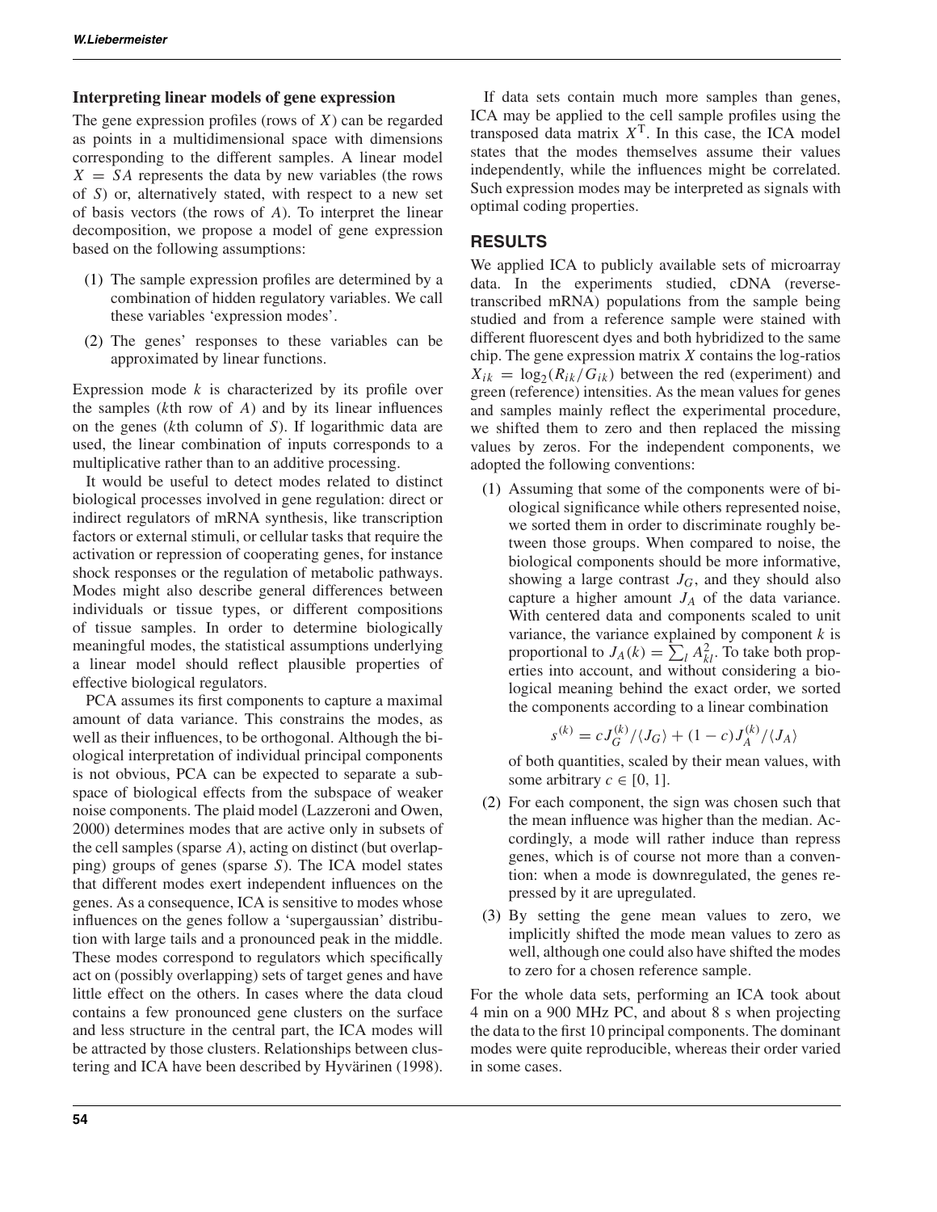### Interpreting linear models of gene expression

The gene expression profiles (rows of $X$) can be regarded as points in a multidimensional space with dimensions corresponding to the different samples. A linear model $X = SA$ represents the data by new variables (the rows of $S$) or, alternatively stated, with respect to a new set of basis vectors (the rows of $A$). To interpret the linear decomposition, we propose a model of gene expression based on the following assumptions:

1. The sample expression profiles are determined by a combination of hidden regulatory variables. We call these variables 'expression modes'.
2. The genes' responses to these variables can be approximated by linear functions.

Expression mode $k$ is characterized by its profile over the samples ($k$th row of $A$) and by its linear influences on the genes ($k$th column of $S$). If logarithmic data are used, the linear combination of inputs corresponds to a multiplicative rather than to an additive processing.

It would be useful to detect modes related to distinct biological processes involved in gene regulation: direct or indirect regulators of mRNA synthesis, like transcription factors or external stimuli, or cellular tasks that require the activation or repression of cooperating genes, for instance shock responses or the regulation of metabolic pathways. Modes might also describe general differences between individuals or tissue types, or different compositions of tissue samples. In order to determine biologically meaningful modes, the statistical assumptions underlying a linear model should reflect plausible properties of effective biological regulators.

PCA assumes its first components to capture a maximal amount of data variance. This constrains the modes, as well as their influences, to be orthogonal. Although the biological interpretation of individual principal components is not obvious, PCA can be expected to separate a subspace of biological effects from the subspace of weaker noise components. The plaid model (Lazzeroni and Owen, 2000) determines modes that are active only in subsets of the cell samples (sparse $A$), acting on distinct (but overlapping) groups of genes (sparse $S$). The ICA model states that different modes exert independent influences on the genes. As a consequence, ICA is sensitive to modes whose influences on the genes follow a 'supergaussian' distribution with large tails and a pronounced peak in the middle. These modes correspond to regulators which specifically act on (possibly overlapping) sets of target genes and have little effect on the others. In cases where the data cloud contains a few pronounced gene clusters on the surface and less structure in the central part, the ICA modes will be attracted by those clusters. Relationships between clustering and ICA have been described by Hyvärinen (1998).

If data sets contain much more samples than genes, ICA may be applied to the cell sample profiles using the transposed data matrix $X^{\mathrm{T}}$. In this case, the ICA model states that the modes themselves assume their values independently, while the influences might be correlated. Such expression modes may be interpreted as signals with optimal coding properties.

## RESULTS

We applied ICA to publicly available sets of microarray data. In the experiments studied, cDNA (reverse-transcribed mRNA) populations from the sample being studied and from a reference sample were stained with different fluorescent dyes and both hybridized to the same chip. The gene expression matrix $X$ contains the log-ratios $X_{ik} = \log_2(R_{ik}/G_{ik})$ between the red (experiment) and green (reference) intensities. As the mean values for genes and samples mainly reflect the experimental procedure, we shifted them to zero and then replaced the missing values by zeros. For the independent components, we adopted the following conventions:

1. Assuming that some of the components were of biological significance while others represented noise, we sorted them in order to discriminate roughly between those groups. When compared to noise, the biological components should be more informative, showing a large contrast $J_G$, and they should also capture a higher amount $J_A$ of the data variance. With centered data and components scaled to unit variance, the variance explained by component $k$ is proportional to $J_A(k) = \sum_l A_{kl}^2$. To take both properties into account, and without considering a biological meaning behind the exact order, we sorted the components according to a linear combination

   $$s^{(k)} = c J_G^{(k)}/\langle J_G \rangle + (1-c) J_A^{(k)}/\langle J_A \rangle$$

   of both quantities, scaled by their mean values, with some arbitrary $c \in [0, 1]$.
2. For each component, the sign was chosen such that the mean influence was higher than the median. Accordingly, a mode will rather induce than repress genes, which is of course not more than a convention: when a mode is downregulated, the genes repressed by it are upregulated.
3. By setting the gene mean values to zero, we implicitly shifted the mode mean values to zero as well, although one could also have shifted the modes to zero for a chosen reference sample.

For the whole data sets, performing an ICA took about 4 min on a 900 MHz PC, and about 8 s when projecting the data to the first 10 principal components. The dominant modes were quite reproducible, whereas their order varied in some cases.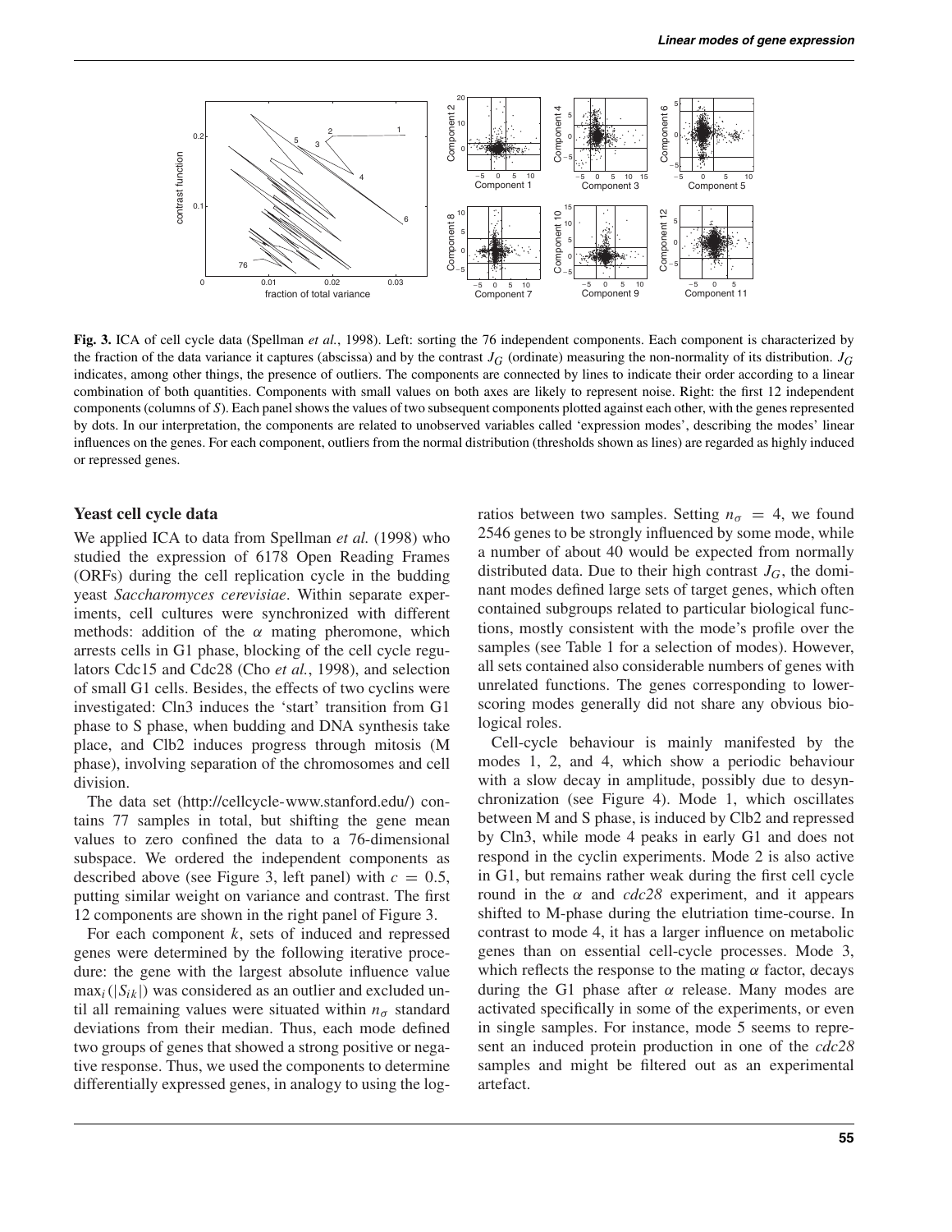**Fig. 3.** ICA of cell cycle data (Spellman *et al.*, 1998). Left: sorting the 76 independent components. Each component is characterized by the fraction of the data variance it captures (abscissa) and by the contrast $J_G$ (ordinate) measuring the non-normality of its distribution. $J_G$ indicates, among other things, the presence of outliers. The components are connected by lines to indicate their order according to a linear combination of both quantities. Components with small values on both axes are likely to represent noise. Right: the first 12 independent components (columns of $S$). Each panel shows the values of two subsequent components plotted against each other, with the genes represented by dots. In our interpretation, the components are related to unobserved variables called 'expression modes', describing the modes' linear influences on the genes. For each component, outliers from the normal distribution (thresholds shown as lines) are regarded as highly induced or repressed genes.

### Yeast cell cycle data

We applied ICA to data from Spellman *et al.* (1998) who studied the expression of 6178 Open Reading Frames (ORFs) during the cell replication cycle in the budding yeast *Saccharomyces cerevisiae*. Within separate experiments, cell cultures were synchronized with different methods: addition of the $\alpha$ mating pheromone, which arrests cells in G1 phase, blocking of the cell cycle regulators Cdc15 and Cdc28 (Cho *et al.*, 1998), and selection of small G1 cells. Besides, the effects of two cyclins were investigated: Cln3 induces the 'start' transition from G1 phase to S phase, when budding and DNA synthesis take place, and Clb2 induces progress through mitosis (M phase), involving separation of the chromosomes and cell division.

The data set (http://cellcycle-www.stanford.edu/) contains 77 samples in total, but shifting the gene mean values to zero confined the data to a 76-dimensional subspace. We ordered the independent components as described above (see Figure 3, left panel) with $c = 0.5$, putting similar weight on variance and contrast. The first 12 components are shown in the right panel of Figure 3.

For each component $k$, sets of induced and repressed genes were determined by the following iterative procedure: the gene with the largest absolute influence value $\max_i(|S_{ik}|)$ was considered as an outlier and excluded until all remaining values were situated within $n_\sigma$ standard deviations from their median. Thus, each mode defined two groups of genes that showed a strong positive or negative response. Thus, we used the components to determine differentially expressed genes, in analogy to using the log-ratios between two samples. Setting $n_\sigma = 4$, we found 2546 genes to be strongly influenced by some mode, while a number of about 40 would be expected from normally distributed data. Due to their high contrast $J_G$, the dominant modes defined large sets of target genes, which often contained subgroups related to particular biological functions, mostly consistent with the mode's profile over the samples (see Table 1 for a selection of modes). However, all sets contained also considerable numbers of genes with unrelated functions. The genes corresponding to lower-scoring modes generally did not share any obvious biological roles.

Cell-cycle behaviour is mainly manifested by the modes 1, 2, and 4, which show a periodic behaviour with a slow decay in amplitude, possibly due to desynchronization (see Figure 4). Mode 1, which oscillates between M and S phase, is induced by Clb2 and repressed by Cln3, while mode 4 peaks in early G1 and does not respond in the cyclin experiments. Mode 2 is also active in G1, but remains rather weak during the first cell cycle round in the $\alpha$ and *cdc28* experiment, and it appears shifted to M-phase during the elutriation time-course. In contrast to mode 4, it has a larger influence on metabolic genes than on essential cell-cycle processes. Mode 3, which reflects the response to the mating $\alpha$ factor, decays during the G1 phase after $\alpha$ release. Many modes are activated specifically in some of the experiments, or even in single samples. For instance, mode 5 seems to represent an induced protein production in one of the *cdc28* samples and might be filtered out as an experimental artefact.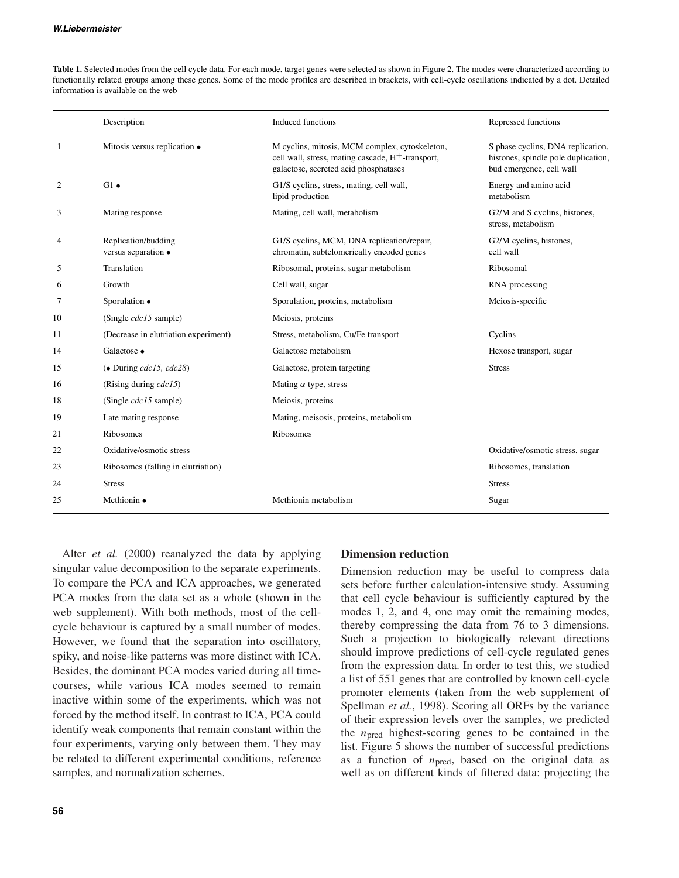**Table 1.** Selected modes from the cell cycle data. For each mode, target genes were selected as shown in Figure 2. The modes were characterized according to functionally related groups among these genes. Some of the mode profiles are described in brackets, with cell-cycle oscillations indicated by a dot. Detailed information is available on the web

| | Description | Induced functions | Repressed functions |
|---|---|---|---|
| 1 | Mitosis versus replication • | M cyclins, mitosis, MCM complex, cytoskeleton, cell wall, stress, mating cascade, $H^{+}$-transport, galactose, secreted acid phosphatases | S phase cyclins, DNA replication, histones, spindle pole duplication, bud emergence, cell wall |
| 2 | G1 • | G1/S cyclins, stress, mating, cell wall, lipid production | Energy and amino acid metabolism |
| 3 | Mating response | Mating, cell wall, metabolism | G2/M and S cyclins, histones, stress, metabolism |
| 4 | Replication/budding versus separation • | G1/S cyclins, MCM, DNA replication/repair, chromatin, subtelomerically encoded genes | G2/M cyclins, histones, cell wall |
| 5 | Translation | Ribosomal, proteins, sugar metabolism | Ribosomal |
| 6 | Growth | Cell wall, sugar | RNA processing |
| 7 | Sporulation • | Sporulation, proteins, metabolism | Meiosis-specific |
| 10 | (Single *cdc15* sample) | Meiosis, proteins | |
| 11 | (Decrease in elutriation experiment) | Stress, metabolism, Cu/Fe transport | Cyclins |
| 14 | Galactose • | Galactose metabolism | Hexose transport, sugar |
| 15 | (• During *cdc15, cdc28*) | Galactose, protein targeting | Stress |
| 16 | (Rising during *cdc15*) | Mating $\alpha$ type, stress | |
| 18 | (Single *cdc15* sample) | Meiosis, proteins | |
| 19 | Late mating response | Mating, meisosis, proteins, metabolism | |
| 21 | Ribosomes | Ribosomes | |
| 22 | Oxidative/osmotic stress | | Oxidative/osmotic stress, sugar |
| 23 | Ribosomes (falling in elutriation) | | Ribosomes, translation |
| 24 | Stress | | Stress |
| 25 | Methionin • | Methionin metabolism | Sugar |

Alter *et al.* (2000) reanalyzed the data by applying singular value decomposition to the separate experiments. To compare the PCA and ICA approaches, we generated PCA modes from the data set as a whole (shown in the web supplement). With both methods, most of the cell-cycle behaviour is captured by a small number of modes. However, we found that the separation into oscillatory, spiky, and noise-like patterns was more distinct with ICA. Besides, the dominant PCA modes varied during all time-courses, while various ICA modes seemed to remain inactive within some of the experiments, which was not forced by the method itself. In contrast to ICA, PCA could identify weak components that remain constant within the four experiments, varying only between them. They may be related to different experimental conditions, reference samples, and normalization schemes.

## Dimension reduction

Dimension reduction may be useful to compress data sets before further calculation-intensive study. Assuming that cell cycle behaviour is sufficiently captured by the modes 1, 2, and 4, one may omit the remaining modes, thereby compressing the data from 76 to 3 dimensions. Such a projection to biologically relevant directions should improve predictions of cell-cycle regulated genes from the expression data. In order to test this, we studied a list of 551 genes that are controlled by known cell-cycle promoter elements (taken from the web supplement of Spellman *et al.*, 1998). Scoring all ORFs by the variance of their expression levels over the samples, we predicted the $n_{\text{pred}}$ highest-scoring genes to be contained in the list. Figure 5 shows the number of successful predictions as a function of $n_{\text{pred}}$, based on the original data as well as on different kinds of filtered data: projecting the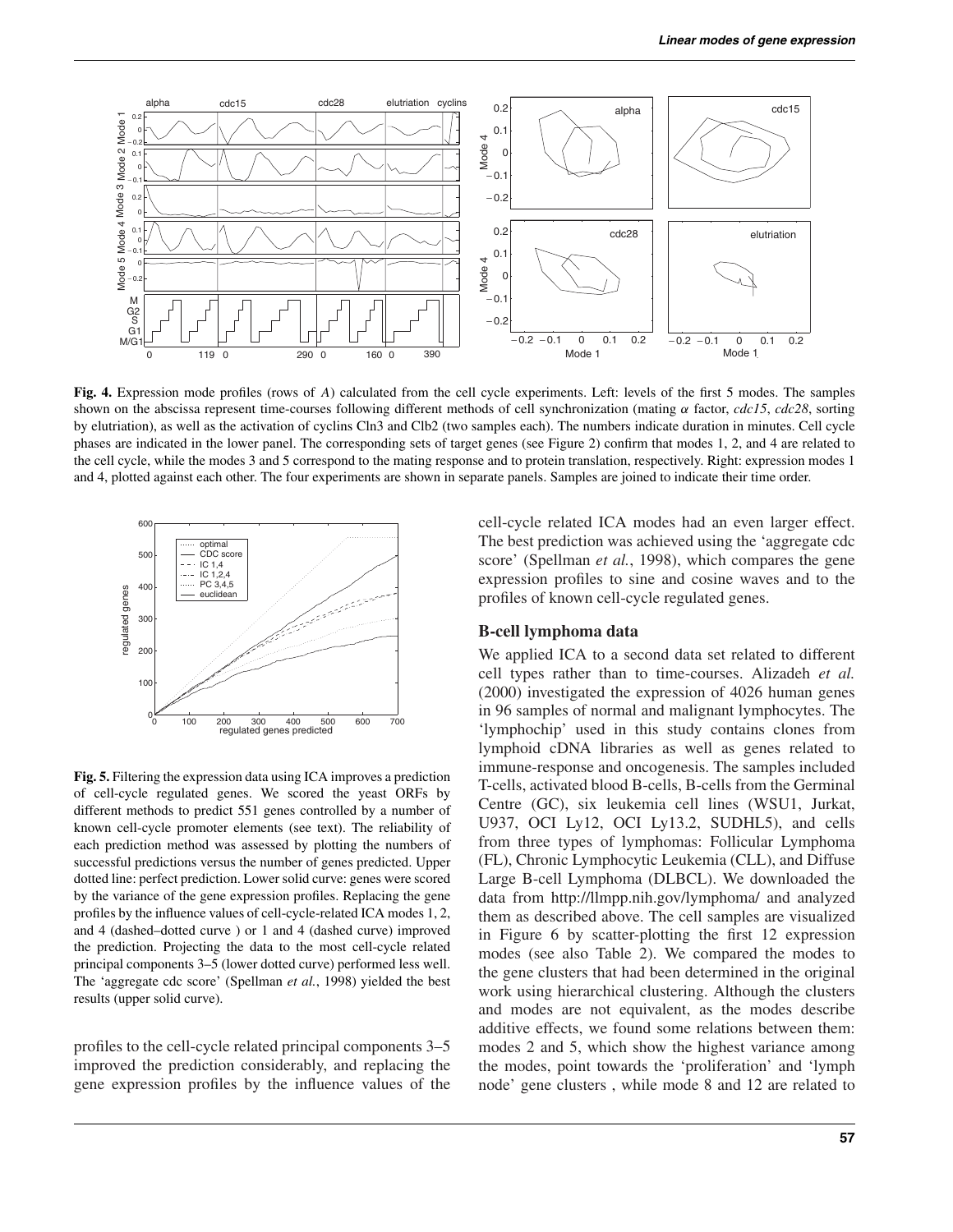**Fig. 4.** Expression mode profiles (rows of $A$) calculated from the cell cycle experiments. Left: levels of the first 5 modes. The samples shown on the abscissa represent time-courses following different methods of cell synchronization (mating $\alpha$ factor, *cdc15*, *cdc28*, sorting by elutriation), as well as the activation of cyclins Cln3 and Clb2 (two samples each). The numbers indicate duration in minutes. Cell cycle phases are indicated in the lower panel. The corresponding sets of target genes (see Figure 2) confirm that modes 1, 2, and 4 are related to the cell cycle, while the modes 3 and 5 correspond to the mating response and to protein translation, respectively. Right: expression modes 1 and 4, plotted against each other. The four experiments are shown in separate panels. Samples are joined to indicate their time order.

**Fig. 5.** Filtering the expression data using ICA improves a prediction of cell-cycle regulated genes. We scored the yeast ORFs by different methods to predict 551 genes controlled by a number of known cell-cycle promoter elements (see text). The reliability of each prediction method was assessed by plotting the numbers of successful predictions versus the number of genes predicted. Upper dotted line: perfect prediction. Lower solid curve: genes were scored by the variance of the gene expression profiles. Replacing the gene profiles by the influence values of cell-cycle-related ICA modes 1, 2, and 4 (dashed–dotted curve ) or 1 and 4 (dashed curve) improved the prediction. Projecting the data to the most cell-cycle related principal components 3–5 (lower dotted curve) performed less well. The 'aggregate cdc score' (Spellman *et al.*, 1998) yielded the best results (upper solid curve).

profiles to the cell-cycle related principal components 3–5 improved the prediction considerably, and replacing the gene expression profiles by the influence values of the cell-cycle related ICA modes had an even larger effect. The best prediction was achieved using the 'aggregate cdc score' (Spellman *et al.*, 1998), which compares the gene expression profiles to sine and cosine waves and to the profiles of known cell-cycle regulated genes.

### B-cell lymphoma data

We applied ICA to a second data set related to different cell types rather than to time-courses. Alizadeh *et al.* (2000) investigated the expression of 4026 human genes in 96 samples of normal and malignant lymphocytes. The 'lymphochip' used in this study contains clones from lymphoid cDNA libraries as well as genes related to immune-response and oncogenesis. The samples included T-cells, activated blood B-cells, B-cells from the Germinal Centre (GC), six leukemia cell lines (WSU1, Jurkat, U937, OCI Ly12, OCI Ly13.2, SUDHL5), and cells from three types of lymphomas: Follicular Lymphoma (FL), Chronic Lymphocytic Leukemia (CLL), and Diffuse Large B-cell Lymphoma (DLBCL). We downloaded the data from http://llmpp.nih.gov/lymphoma/ and analyzed them as described above. The cell samples are visualized in Figure 6 by scatter-plotting the first 12 expression modes (see also Table 2). We compared the modes to the gene clusters that had been determined in the original work using hierarchical clustering. Although the clusters and modes are not equivalent, as the modes describe additive effects, we found some relations between them: modes 2 and 5, which show the highest variance among the modes, point towards the 'proliferation' and 'lymph node' gene clusters , while mode 8 and 12 are related to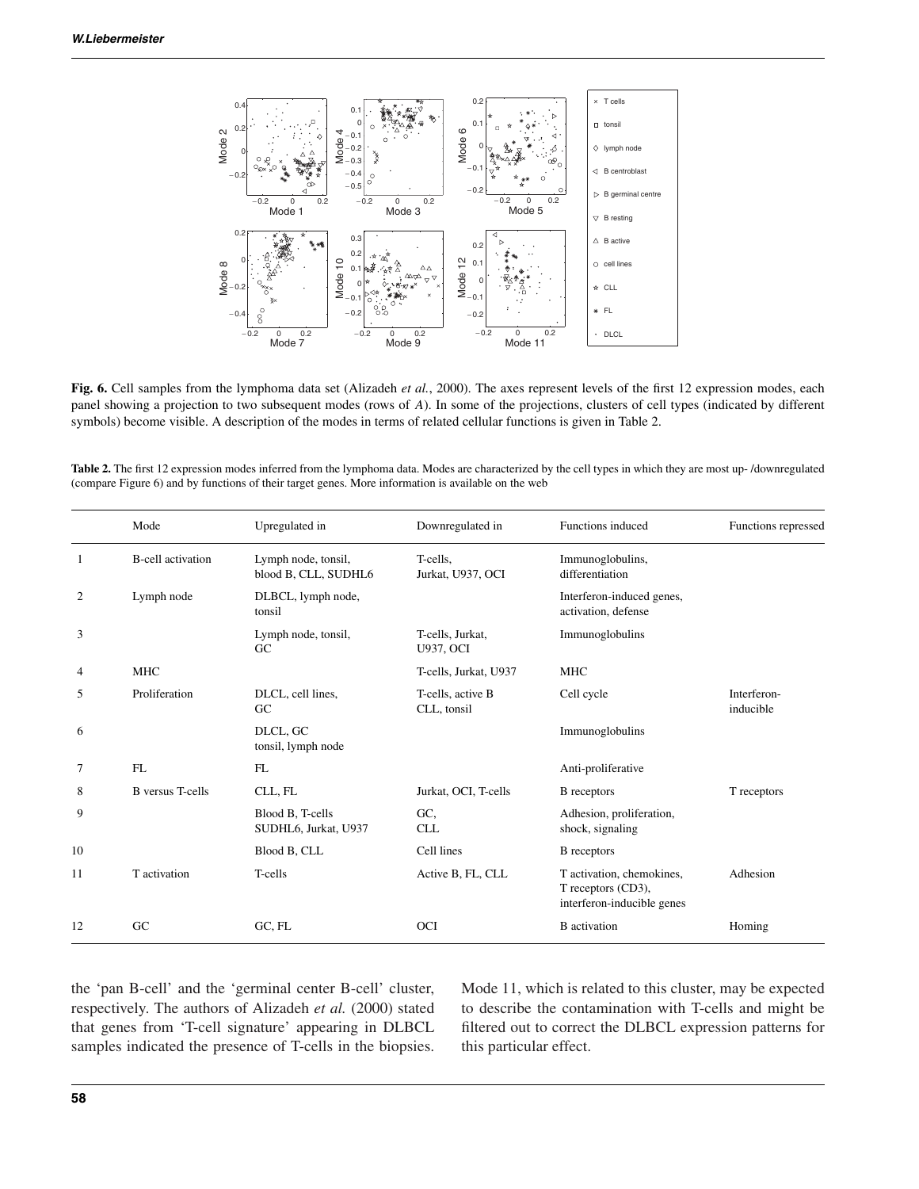**Fig. 6.** Cell samples from the lymphoma data set (Alizadeh *et al.*, 2000). The axes represent levels of the first 12 expression modes, each panel showing a projection to two subsequent modes (rows of *A*). In some of the projections, clusters of cell types (indicated by different symbols) become visible. A description of the modes in terms of related cellular functions is given in Table 2.

**Table 2.** The first 12 expression modes inferred from the lymphoma data. Modes are characterized by the cell types in which they are most up- /downregulated (compare Figure 6) and by functions of their target genes. More information is available on the web

| | Mode | Upregulated in | Downregulated in | Functions induced | Functions repressed |
|---|---|---|---|---|---|
| 1 | B-cell activation | Lymph node, tonsil, blood B, CLL, SUDHL6 | T-cells, Jurkat, U937, OCI | Immunoglobulins, differentiation | |
| 2 | Lymph node | DLBCL, lymph node, tonsil | | Interferon-induced genes, activation, defense | |
| 3 | | Lymph node, tonsil, GC | T-cells, Jurkat, U937, OCI | Immunoglobulins | |
| 4 | MHC | | T-cells, Jurkat, U937 | MHC | |
| 5 | Proliferation | DLCL, cell lines, GC | T-cells, active B CLL, tonsil | Cell cycle | Interferon-inducible |
| 6 | | DLCL, GC tonsil, lymph node | | Immunoglobulins | |
| 7 | FL | FL | | Anti-proliferative | |
| 8 | B versus T-cells | CLL, FL | Jurkat, OCI, T-cells | B receptors | T receptors |
| 9 | | Blood B, T-cells SUDHL6, Jurkat, U937 | GC, CLL | Adhesion, proliferation, shock, signaling | |
| 10 | | Blood B, CLL | Cell lines | B receptors | |
| 11 | T activation | T-cells | Active B, FL, CLL | T activation, chemokines, T receptors (CD3), interferon-inducible genes | Adhesion |
| 12 | GC | GC, FL | OCI | B activation | Homing |

the 'pan B-cell' and the 'germinal center B-cell' cluster, respectively. The authors of Alizadeh *et al.* (2000) stated that genes from 'T-cell signature' appearing in DLBCL samples indicated the presence of T-cells in the biopsies. Mode 11, which is related to this cluster, may be expected to describe the contamination with T-cells and might be filtered out to correct the DLBCL expression patterns for this particular effect.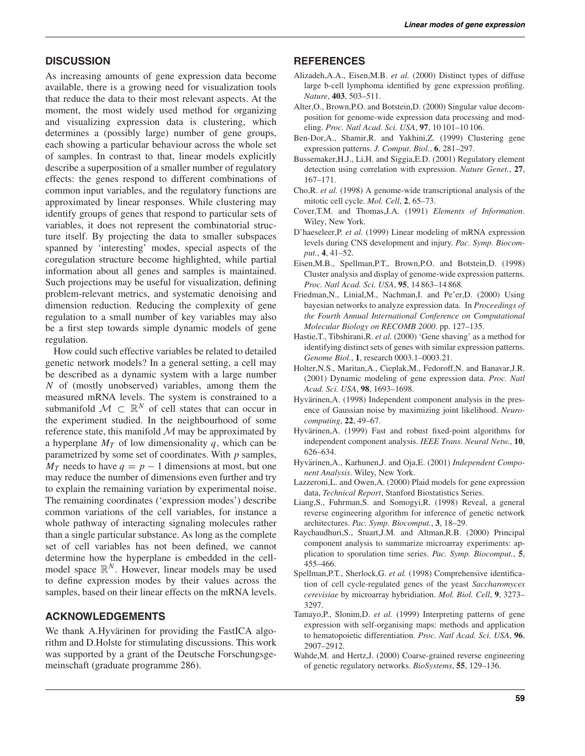## DISCUSSION

As increasing amounts of gene expression data become available, there is a growing need for visualization tools that reduce the data to their most relevant aspects. At the moment, the most widely used method for organizing and visualizing expression data is clustering, which determines a (possibly large) number of gene groups, each showing a particular behaviour across the whole set of samples. In contrast to that, linear models explicitly describe a superposition of a smaller number of regulatory effects: the genes respond to different combinations of common input variables, and the regulatory functions are approximated by linear responses. While clustering may identify groups of genes that respond to particular sets of variables, it does not represent the combinatorial structure itself. By projecting the data to smaller subspaces spanned by 'interesting' modes, special aspects of the coregulation structure become highlighted, while partial information about all genes and samples is maintained. Such projections may be useful for visualization, defining problem-relevant metrics, and systematic denoising and dimension reduction. Reducing the complexity of gene regulation to a small number of key variables may also be a first step towards simple dynamic models of gene regulation.

How could such effective variables be related to detailed genetic network models? In a general setting, a cell may be described as a dynamic system with a large number $N$ of (mostly unobserved) variables, among them the measured mRNA levels. The system is constrained to a submanifold $\mathcal{M} \subset \mathbb{R}^N$ of cell states that can occur in the experiment studied. In the neighbourhood of some reference state, this manifold $\mathcal{M}$ may be approximated by a hyperplane $M_T$ of low dimensionality $q$, which can be parametrized by some set of coordinates. With $p$ samples, $M_T$ needs to have $q = p - 1$ dimensions at most, but one may reduce the number of dimensions even further and try to explain the remaining variation by experimental noise. The remaining coordinates ('expression modes') describe common variations of the cell variables, for instance a whole pathway of interacting signaling molecules rather than a single particular substance. As long as the complete set of cell variables has not been defined, we cannot determine how the hyperplane is embedded in the cell-model space $\mathbb{R}^N$. However, linear models may be used to define expression modes by their values across the samples, based on their linear effects on the mRNA levels.

## ACKNOWLEDGEMENTS

We thank A.Hyvärinen for providing the FastICA algorithm and D.Holste for stimulating discussions. This work was supported by a grant of the Deutsche Forschungsgemeinschaft (graduate programme 286).

## REFERENCES

Alizadeh,A.A., Eisen,M.B. *et al.* (2000) Distinct types of diffuse large b-cell lymphoma identified by gene expression profiling. *Nature*, **403**, 503–511.

Alter,O., Brown,P.O. and Botstein,D. (2000) Singular value decomposition for genome-wide expression data processing and modeling. *Proc. Natl Acad. Sci. USA*, **97**, 10 101–10 106.

Ben-Dor,A., Shamir,R. and Yakhini,Z. (1999) Clustering gene expression patterns. *J. Comput. Biol.*, **6**, 281–297.

Bussemaker,H.J., Li,H. and Siggia,E.D. (2001) Regulatory element detection using correlation with expression. *Nature Genet.*, **27**, 167–171.

Cho,R. *et al.* (1998) A genome-wide transcriptional analysis of the mitotic cell cycle. *Mol. Cell*, **2**, 65–73.

Cover,T.M. and Thomas,J.A. (1991) *Elements of Information*. Wiley, New York.

D'haeseleer,P. *et al.* (1999) Linear modeling of mRNA expression levels during CNS development and injury. *Pac. Symp. Biocomput.*, **4**, 41–52.

Eisen,M.B., Spellman,P.T., Brown,P.O. and Botstein,D. (1998) Cluster analysis and display of genome-wide expression patterns. *Proc. Natl Acad. Sci. USA*, **95**, 14 863–14 868.

Friedman,N., Linial,M., Nachman,I. and Pe'er,D. (2000) Using bayesian networks to analyze expression data. In *Proceedings of the Fourth Annual International Conference on Computational Molecular Biology on RECOMB 2000*. pp. 127–135.

Hastie,T., Tibshirani,R. *et al.* (2000) 'Gene shaving' as a method for identifying distinct sets of genes with similar expression patterns. *Genome Biol.*, **1**, research 0003.1–0003.21.

Holter,N.S., Maritan,A., Cieplak,M., Fedoroff,N. and Banavar,J.R. (2001) Dynamic modeling of gene expression data. *Proc. Natl Acad. Sci. USA*, **98**, 1693–1698.

Hyvärinen,A. (1998) Independent component analysis in the presence of Gaussian noise by maximizing joint likelihood. *Neurocomputing*, **22**, 49–67.

Hyvärinen,A. (1999) Fast and robust fixed-point algorithms for independent component analysis. *IEEE Trans. Neural Netw.*, **10**, 626–634.

Hyvärinen,A., Karhunen,J. and Oja,E. (2001) *Independent Component Analysis*. Wiley, New York.

Lazzeroni,L. and Owen,A. (2000) Plaid models for gene expression data, *Technical Report*, Stanford Biostatistics Series.

Liang,S., Fuhrman,S. and Somogyi,R. (1998) Reveal, a general reverse engineering algorithm for inference of genetic network architectures. *Pac. Symp. Biocomput.*, **3**, 18–29.

Raychaudhuri,S., Stuart,J.M. and Altman,R.B. (2000) Principal component analysis to summarize microarray experiments: application to sporulation time series. *Pac. Symp. Biocomput.*, **5**, 455–466.

Spellman,P.T., Sherlock,G. *et al.* (1998) Comprehensive identification of cell cycle-regulated genes of the yeast *Saccharomyces cerevisiae* by microarray hybridiation. *Mol. Biol. Cell*, **9**, 3273–3297.

Tamayo,P., Slonim,D. *et al.* (1999) Interpreting patterns of gene expression with self-organising maps: methods and application to hematopoietic differentiation. *Proc. Natl Acad. Sci. USA*, **96**, 2907–2912.

Wahde,M. and Hertz,J. (2000) Coarse-grained reverse engineering of genetic regulatory networks. *BioSystems*, **55**, 129–136.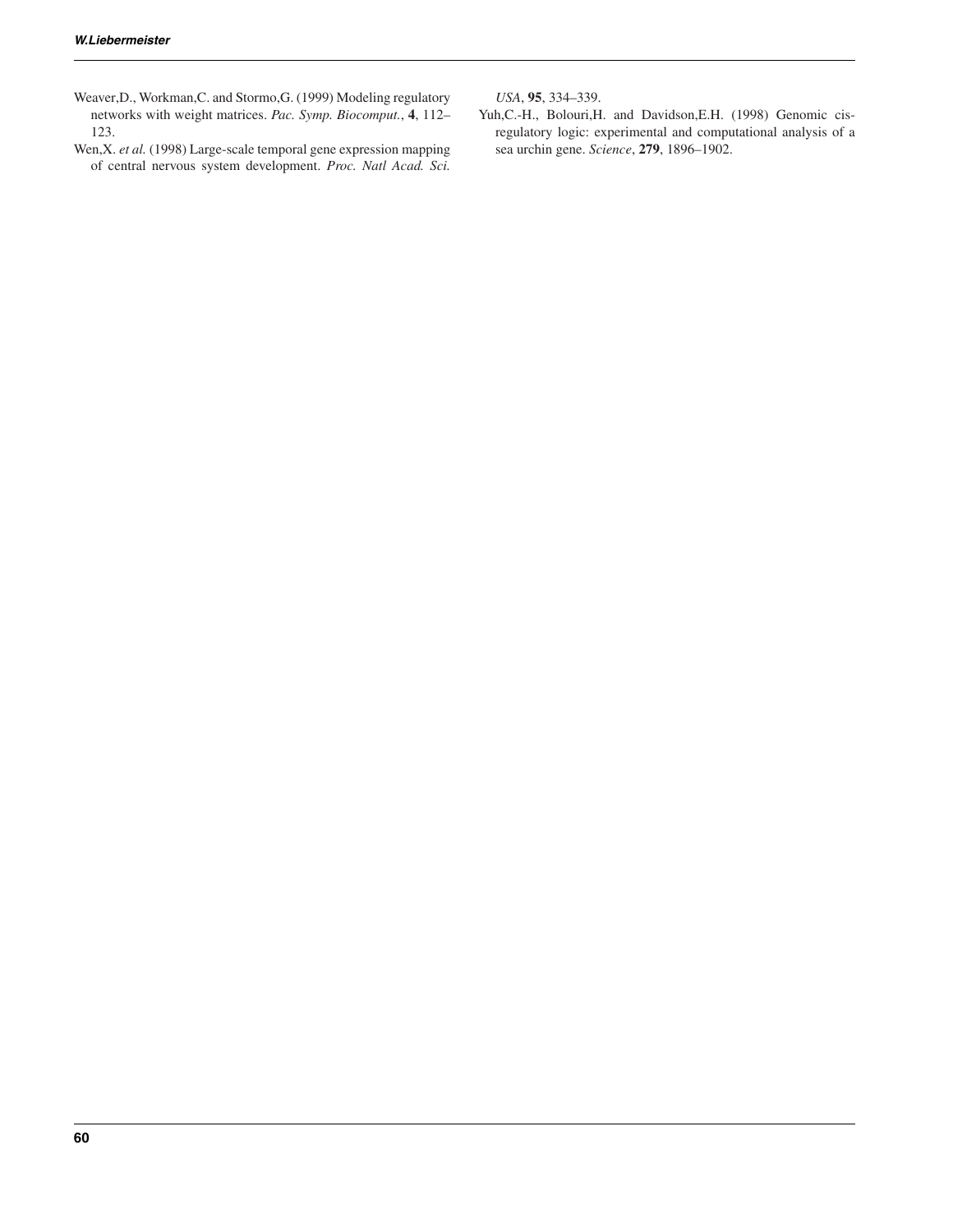Weaver,D., Workman,C. and Stormo,G. (1999) Modeling regulatory networks with weight matrices. *Pac. Symp. Biocomput.*, **4**, 112–123.

Wen,X. *et al.* (1998) Large-scale temporal gene expression mapping of central nervous system development. *Proc. Natl Acad. Sci. USA*, **95**, 334–339.

Yuh,C.-H., Bolouri,H. and Davidson,E.H. (1998) Genomic cis-regulatory logic: experimental and computational analysis of a sea urchin gene. *Science*, **279**, 1896–1902.